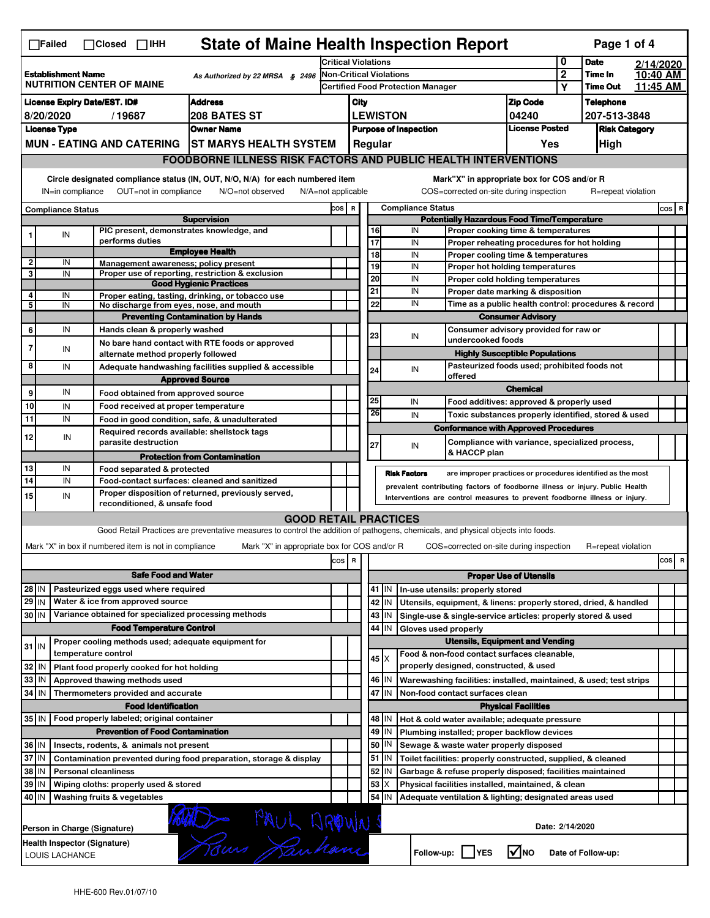☐Failed ☐Closed ☐IHH

# State of Maine Health Inspection Report

| | | | |
|---|---|---|---|
| **Establishment Name** NUTRITION CENTER OF MAINE | As Authorized by 22 MRSA § 2496 | Critical Violations | 0 |
| | | Non-Critical Violations | 2 |
| | | Certified Food Protection Manager | Y |

**Date** 2/14/2020 **Time In** 10:40 AM **Time Out** 11:45 AM

| License Expiry Date/EST. ID# | Address | City | Zip Code | Telephone |
|---|---|---|---|---|
| 8/20/2020 / 19687 | 208 BATES ST | LEWISTON | 04240 | 207-513-3848 |

| License Type | Owner Name | Purpose of Inspection | License Posted | Risk Category |
|---|---|---|---|---|
| MUN - EATING AND CATERING | ST MARYS HEALTH SYSTEM | Regular | Yes | High |

## FOODBORNE ILLNESS RISK FACTORS AND PUBLIC HEALTH INTERVENTIONS

Circle designated compliance status (IN, OUT, N/O, N/A) for each numbered item — IN=in compliance OUT=not in compliance N/O=not observed N/A=not applicable

Mark"X" in appropriate box for COS and/or R — COS=corrected on-site during inspection R=repeat violation

| # | Compliance Status | Item | COS | R |
|---|---|---|---|---|
| | | **Supervision** | | |
| 1 | IN | PIC present, demonstrates knowledge, and performs duties | | |
| | | **Employee Health** | | |
| 2 | IN | Management awareness; policy present | | |
| 3 | IN | Proper use of reporting, restriction & exclusion | | |
| | | **Good Hygienic Practices** | | |
| 4 | IN | Proper eating, tasting, drinking, or tobacco use | | |
| 5 | IN | No discharge from eyes, nose, and mouth | | |
| | | **Preventing Contamination by Hands** | | |
| 6 | IN | Hands clean & properly washed | | |
| 7 | IN | No bare hand contact with RTE foods or approved alternate method properly followed | | |
| 8 | IN | Adequate handwashing facilities supplied & accessible | | |
| | | **Approved Source** | | |
| 9 | IN | Food obtained from approved source | | |
| 10 | IN | Food received at proper temperature | | |
| 11 | IN | Food in good condition, safe, & unadulterated | | |
| 12 | IN | Required records available: shellstock tags parasite destruction | | |
| | | **Protection from Contamination** | | |
| 13 | IN | Food separated & protected | | |
| 14 | IN | Food-contact surfaces: cleaned and sanitized | | |
| 15 | IN | Proper disposition of returned, previously served, reconditioned, & unsafe food | | |
| | | **Potentially Hazardous Food Time/Temperature** | | |
| 16 | IN | Proper cooking time & temperatures | | |
| 17 | IN | Proper reheating procedures for hot holding | | |
| 18 | IN | Proper cooling time & temperatures | | |
| 19 | IN | Proper hot holding temperatures | | |
| 20 | IN | Proper cold holding temperatures | | |
| 21 | IN | Proper date marking & disposition | | |
| 22 | IN | Time as a public health control: procedures & record | | |
| | | **Consumer Advisory** | | |
| 23 | IN | Consumer advisory provided for raw or undercooked foods | | |
| | | **Highly Susceptible Populations** | | |
| 24 | IN | Pasteurized foods used; prohibited foods not offered | | |
| | | **Chemical** | | |
| 25 | IN | Food additives: approved & properly used | | |
| 26 | IN | Toxic substances properly identified, stored & used | | |
| | | **Conformance with Approved Procedures** | | |
| 27 | IN | Compliance with variance, specialized process, & HACCP plan | | |

**Risk Factors** are improper practices or procedures identified as the most prevalent contributing factors of foodborne illness or injury. Public Health Interventions are control measures to prevent foodborne illness or injury.

## GOOD RETAIL PRACTICES

Good Retail Practices are preventative measures to control the addition of pathogens, chemicals, and physical objects into foods.

Mark "X" in box if numbered item is not in compliance — Mark "X" in appropriate box for COS and/or R — COS=corrected on-site during inspection R=repeat violation

| # | Status | Item | COS | R |
|---|---|---|---|---|
| | | **Safe Food and Water** | | |
| 28 | IN | Pasteurized eggs used where required | | |
| 29 | IN | Water & ice from approved source | | |
| 30 | IN | Variance obtained for specialized processing methods | | |
| | | **Food Temperature Control** | | |
| 31 | IN | Proper cooling methods used; adequate equipment for temperature control | | |
| 32 | IN | Plant food properly cooked for hot holding | | |
| 33 | IN | Approved thawing methods used | | |
| 34 | IN | Thermometers provided and accurate | | |
| | | **Food Identification** | | |
| 35 | IN | Food properly labeled; original container | | |
| | | **Prevention of Food Contamination** | | |
| 36 | IN | Insects, rodents, & animals not present | | |
| 37 | IN | Contamination prevented during food preparation, storage & display | | |
| 38 | IN | Personal cleanliness | | |
| 39 | IN | Wiping cloths: properly used & stored | | |
| 40 | IN | Washing fruits & vegetables | | |
| | | **Proper Use of Utensils** | | |
| 41 | IN | In-use utensils: properly stored | | |
| 42 | IN | Utensils, equipment, & linens: properly stored, dried, & handled | | |
| 43 | IN | Single-use & single-service articles: properly stored & used | | |
| 44 | IN | Gloves used properly | | |
| | | **Utensils, Equipment and Vending** | | |
| 45 | X | Food & non-food contact surfaces cleanable, properly designed, constructed, & used | | |
| 46 | IN | Warewashing facilities: installed, maintained, & used; test strips | | |
| 47 | IN | Non-food contact surfaces clean | | |
| | | **Physical Facilities** | | |
| 48 | IN | Hot & cold water available; adequate pressure | | |
| 49 | IN | Plumbing installed; proper backflow devices | | |
| 50 | IN | Sewage & waste water properly disposed | | |
| 51 | IN | Toilet facilities: properly constructed, supplied, & cleaned | | |
| 52 | IN | Garbage & refuse properly disposed; facilities maintained | | |
| 53 | X | Physical facilities installed, maintained, & clean | | |
| 54 | IN | Adequate ventilation & lighting; designated areas used | | |

Person in Charge (Signature): PAUL BROWN S — Date: 2/14/2020

Health Inspector (Signature): LOUIS LACHANCE — Follow-up: ☐ YES ☑ NO — Date of Follow-up:

HHE-600 Rev.01/07/10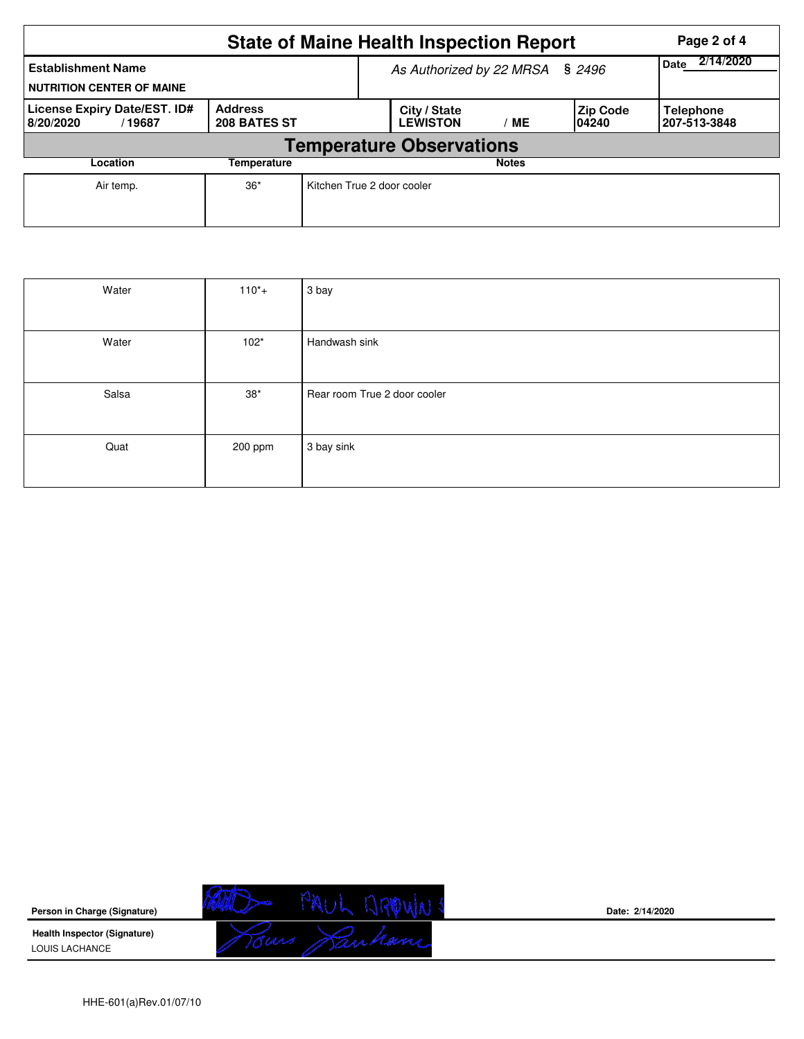# State of Maine Health Inspection Report

| Establishment Name | As Authorized by 22 MRSA § 2496 | Date 2/14/2020 |
|---|---|---|
| NUTRITION CENTER OF MAINE | | |

| License Expiry Date/EST. ID# | Address | City / State | Zip Code | Telephone |
|---|---|---|---|---|
| 8/20/2020 / 19687 | 208 BATES ST | LEWISTON / ME | 04240 | 207-513-3848 |

## Temperature Observations

| Location | Temperature | Notes |
|---|---|---|
| Air temp. | 36* | Kitchen True 2 door cooler |
| Water | 110*+ | 3 bay |
| Water | 102* | Handwash sink |
| Salsa | 38* | Rear room True 2 door cooler |
| Quat | 200 ppm | 3 bay sink |

**Person in Charge (Signature)** PAUL BROWN

Date: 2/14/2020

**Health Inspector (Signature)**
LOUIS LACHANCE

HHE-601(a)Rev.01/07/10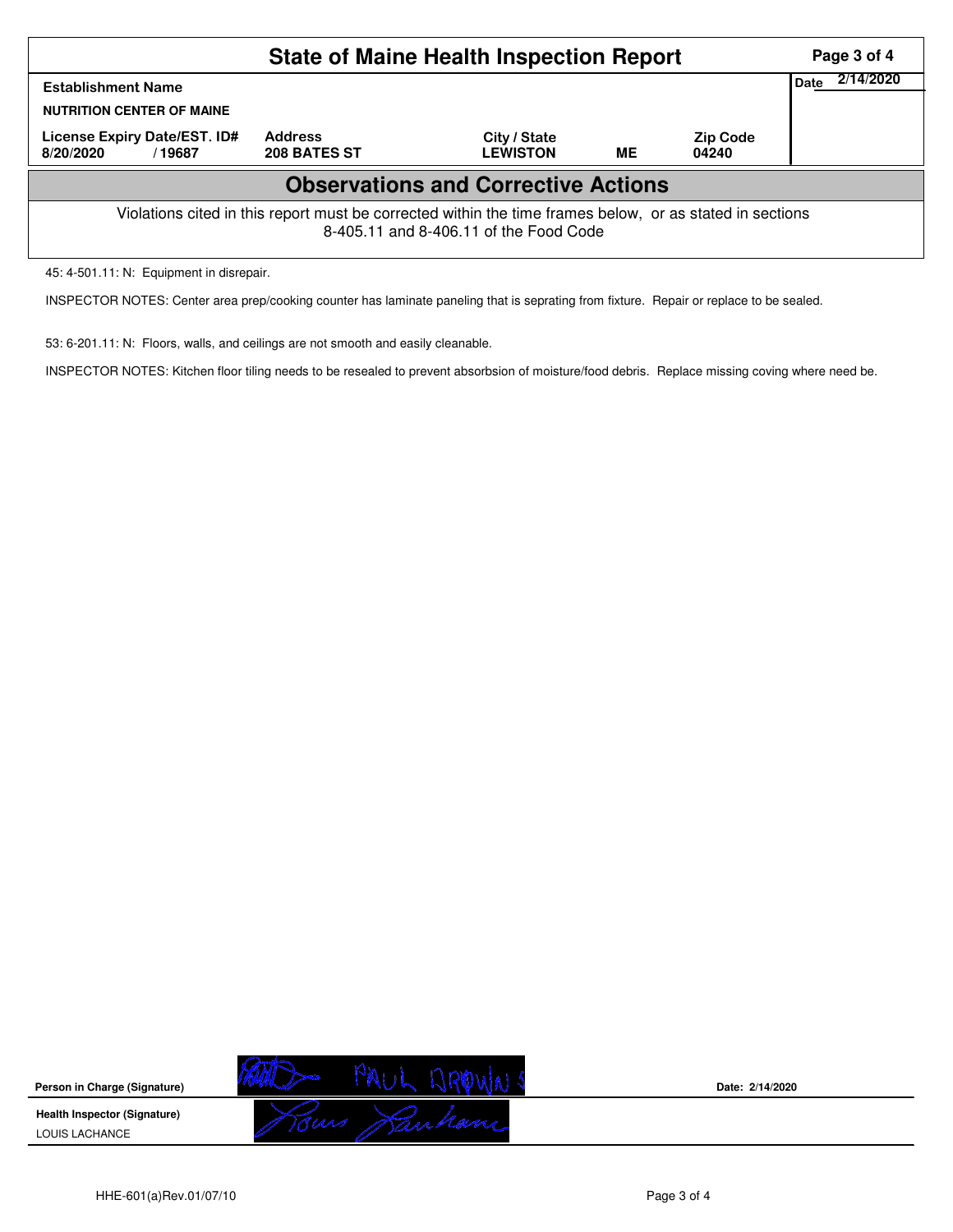# State of Maine Health Inspection Report

| Establishment Name | | | | | Date 2/14/2020 |
|---|---|---|---|---|---|
| NUTRITION CENTER OF MAINE | | | | | |
| License Expiry Date/EST. ID# | Address | City / State | | Zip Code | |
| 8/20/2020 / 19687 | 208 BATES ST | LEWISTON | ME | 04240 | |

## Observations and Corrective Actions

Violations cited in this report must be corrected within the time frames below, or as stated in sections 8-405.11 and 8-406.11 of the Food Code

45: 4-501.11: N: Equipment in disrepair.

INSPECTOR NOTES: Center area prep/cooking counter has laminate paneling that is seprating from fixture. Repair or replace to be sealed.

53: 6-201.11: N: Floors, walls, and ceilings are not smooth and easily cleanable.

INSPECTOR NOTES: Kitchen floor tiling needs to be resealed to prevent absorbsion of moisture/food debris. Replace missing coving where need be.

**Person in Charge (Signature)** PAUL BROWN S **Date: 2/14/2020**

**Health Inspector (Signature)**
LOUIS LACHANCE

HHE-601(a)Rev.01/07/10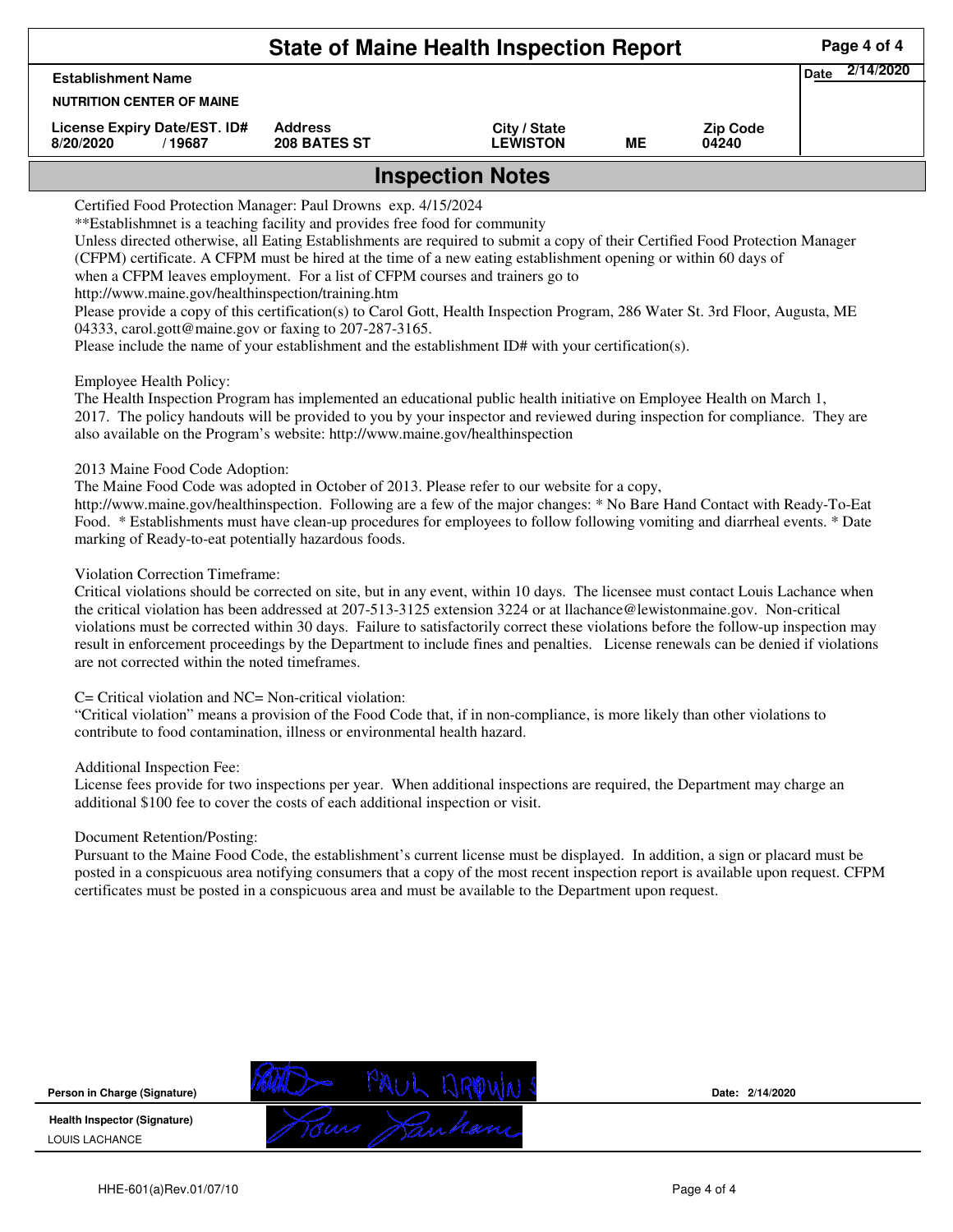# State of Maine Health Inspection Report

| | | | | | |
|---|---|---|---|---|---|
| **Establishment Name** | | | | | **Date** 2/14/2020 |
| **NUTRITION CENTER OF MAINE** | | | | | |
| **License Expiry Date/EST. ID#** 8/20/2020 / 19687 | **Address** 208 BATES ST | **City / State** LEWISTON | ME | **Zip Code** 04240 | |

## Inspection Notes

Certified Food Protection Manager: Paul Drowns exp. 4/15/2024

**Establishmnet is a teaching facility and provides free food for community

Unless directed otherwise, all Eating Establishments are required to submit a copy of their Certified Food Protection Manager (CFPM) certificate. A CFPM must be hired at the time of a new eating establishment opening or within 60 days of when a CFPM leaves employment. For a list of CFPM courses and trainers go to http://www.maine.gov/healthinspection/training.htm

Please provide a copy of this certification(s) to Carol Gott, Health Inspection Program, 286 Water St. 3rd Floor, Augusta, ME 04333, carol.gott@maine.gov or faxing to 207-287-3165.

Please include the name of your establishment and the establishment ID# with your certification(s).

Employee Health Policy:

The Health Inspection Program has implemented an educational public health initiative on Employee Health on March 1, 2017. The policy handouts will be provided to you by your inspector and reviewed during inspection for compliance. They are also available on the Program's website: http://www.maine.gov/healthinspection

2013 Maine Food Code Adoption:

The Maine Food Code was adopted in October of 2013. Please refer to our website for a copy, http://www.maine.gov/healthinspection. Following are a few of the major changes: * No Bare Hand Contact with Ready-To-Eat Food. * Establishments must have clean-up procedures for employees to follow following vomiting and diarrheal events. * Date marking of Ready-to-eat potentially hazardous foods.

Violation Correction Timeframe:

Critical violations should be corrected on site, but in any event, within 10 days. The licensee must contact Louis Lachance when the critical violation has been addressed at 207-513-3125 extension 3224 or at llachance@lewistonmaine.gov. Non-critical violations must be corrected within 30 days. Failure to satisfactorily correct these violations before the follow-up inspection may result in enforcement proceedings by the Department to include fines and penalties. License renewals can be denied if violations are not corrected within the noted timeframes.

C= Critical violation and NC= Non-critical violation:

"Critical violation" means a provision of the Food Code that, if in non-compliance, is more likely than other violations to contribute to food contamination, illness or environmental health hazard.

Additional Inspection Fee:

License fees provide for two inspections per year. When additional inspections are required, the Department may charge an additional $100 fee to cover the costs of each additional inspection or visit.

Document Retention/Posting:

Pursuant to the Maine Food Code, the establishment's current license must be displayed. In addition, a sign or placard must be posted in a conspicuous area notifying consumers that a copy of the most recent inspection report is available upon request. CFPM certificates must be posted in a conspicuous area and must be available to the Department upon request.

**Person in Charge (Signature)** PAUL DROWNS **Date:** 2/14/2020

**Health Inspector (Signature)**
LOUIS LACHANCE

HHE-601(a)Rev.01/07/10